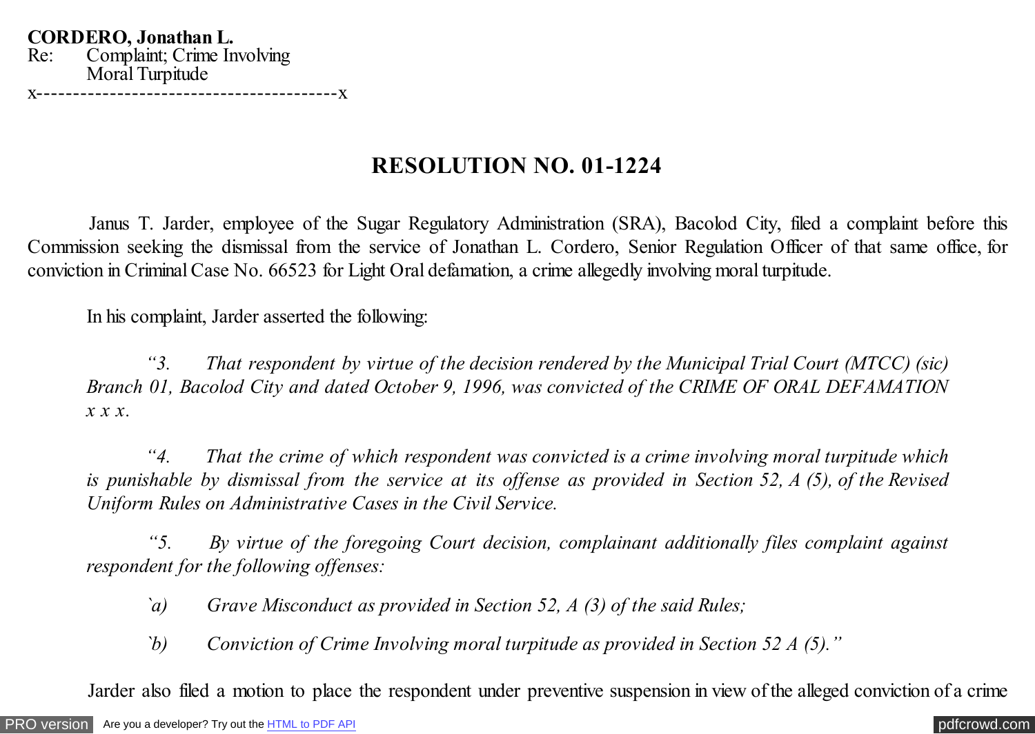**CORDERO, Jonathan L.**
Re: Complaint; Crime Involving Moral Turpitude
x-----------------------------------------x

# RESOLUTION NO. 01-1224

Janus T. Jarder, employee of the Sugar Regulatory Administration (SRA), Bacolod City, filed a complaint before this Commission seeking the dismissal from the service of Jonathan L. Cordero, Senior Regulation Officer of that same office, for conviction in Criminal Case No. 66523 for Light Oral defamation, a crime allegedly involving moral turpitude.

In his complaint, Jarder asserted the following:

*"3. That respondent by virtue of the decision rendered by the Municipal Trial Court (MTCC) (sic) Branch 01, Bacolod City and dated October 9, 1996, was convicted of the CRIME OF ORAL DEFAMATION x x x.*

*"4. That the crime of which respondent was convicted is a crime involving moral turpitude which is punishable by dismissal from the service at its offense as provided in Section 52, A (5), of the Revised Uniform Rules on Administrative Cases in the Civil Service.*

*"5. By virtue of the foregoing Court decision, complainant additionally files complaint against respondent for the following offenses:*

*`a) Grave Misconduct as provided in Section 52, A (3) of the said Rules;*

*`b) Conviction of Crime Involving moral turpitude as provided in Section 52 A (5)."*

Jarder also filed a motion to place the respondent under preventive suspension in view of the alleged conviction of a crime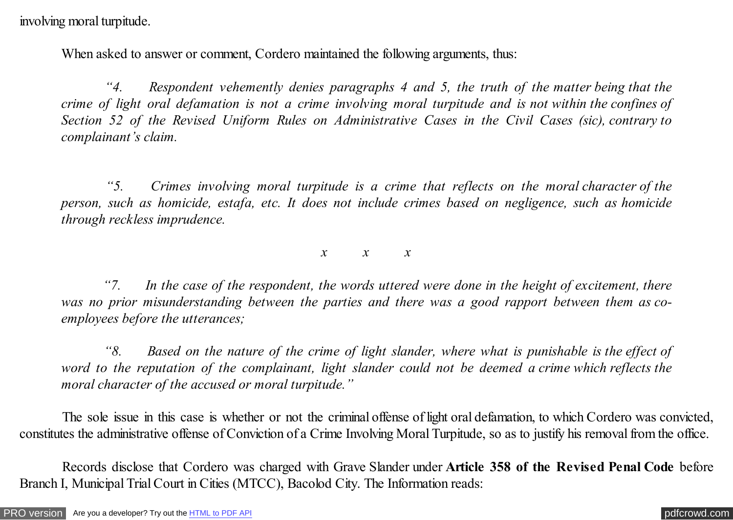involving moral turpitude.

When asked to answer or comment, Cordero maintained the following arguments, thus:

> *"4. Respondent vehemently denies paragraphs 4 and 5, the truth of the matter being that the crime of light oral defamation is not a crime involving moral turpitude and is not within the confines of Section 52 of the Revised Uniform Rules on Administrative Cases in the Civil Cases (sic), contrary to complainant's claim.*
>
> *"5. Crimes involving moral turpitude is a crime that reflects on the moral character of the person, such as homicide, estafa, etc. It does not include crimes based on negligence, such as homicide through reckless imprudence.*
>
> *x x x*
>
> *"7. In the case of the respondent, the words uttered were done in the height of excitement, there was no prior misunderstanding between the parties and there was a good rapport between them as co-employees before the utterances;*
>
> *"8. Based on the nature of the crime of light slander, where what is punishable is the effect of word to the reputation of the complainant, light slander could not be deemed a crime which reflects the moral character of the accused or moral turpitude."*

The sole issue in this case is whether or not the criminal offense of light oral defamation, to which Cordero was convicted, constitutes the administrative offense of Conviction of a Crime Involving Moral Turpitude, so as to justify his removal from the office.

Records disclose that Cordero was charged with Grave Slander under **Article 358 of the Revised Penal Code** before Branch I, Municipal Trial Court in Cities (MTCC), Bacolod City. The Information reads: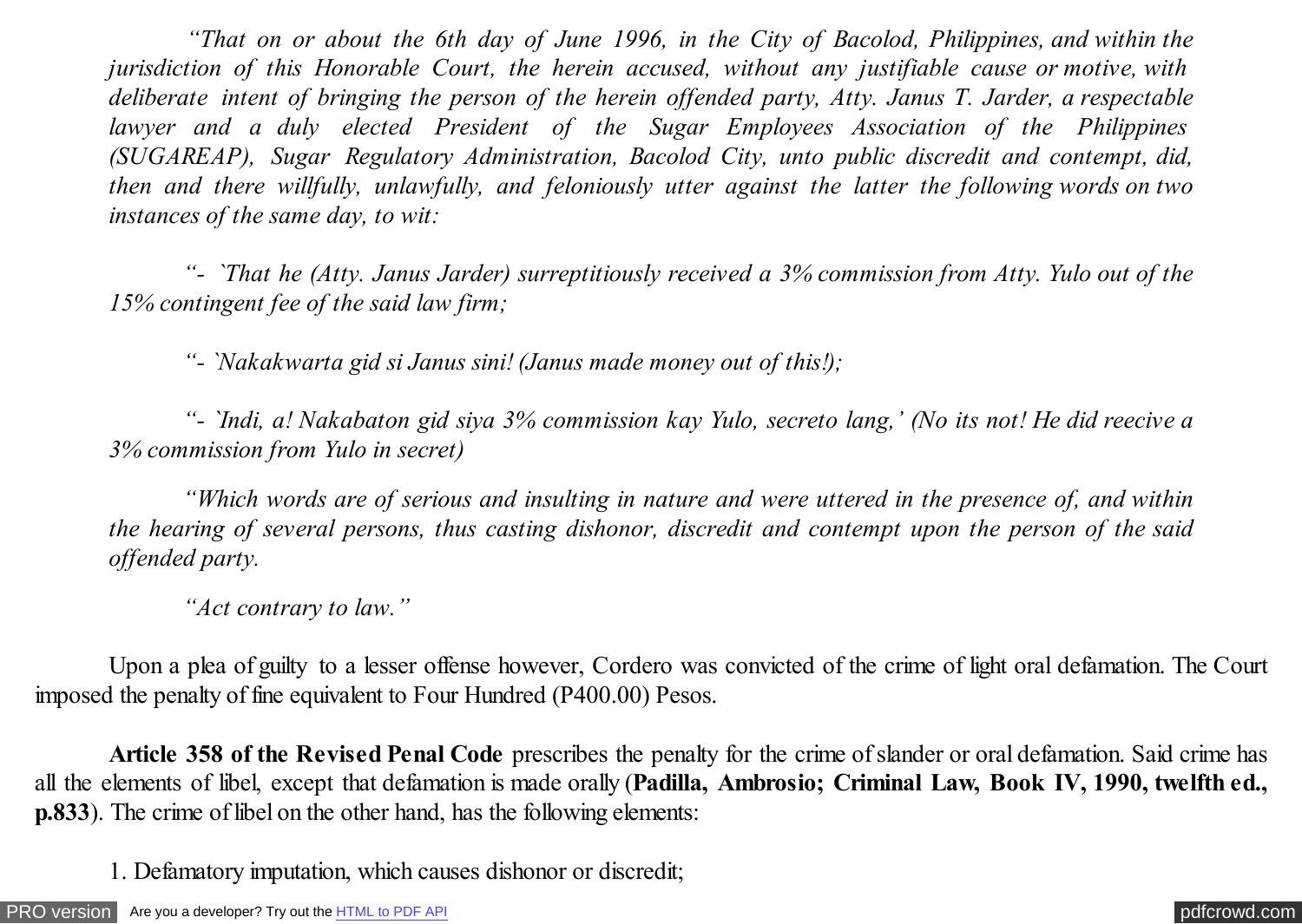*"That on or about the 6th day of June 1996, in the City of Bacolod, Philippines, and within the jurisdiction of this Honorable Court, the herein accused, without any justifiable cause or motive, with deliberate intent of bringing the person of the herein offended party, Atty. Janus T. Jarder, a respectable lawyer and a duly elected President of the Sugar Employees Association of the Philippines (SUGAREAP), Sugar Regulatory Administration, Bacolod City, unto public discredit and contempt, did, then and there willfully, unlawfully, and feloniously utter against the latter the following words on two instances of the same day, to wit:*

*"- `That he (Atty. Janus Jarder) surreptitiously received a 3% commission from Atty. Yulo out of the 15% contingent fee of the said law firm;*

*"- `Nakakwarta gid si Janus sini! (Janus made money out of this!);*

*"- `Indi, a! Nakabaton gid siya 3% commission kay Yulo, secreto lang,' (No its not! He did reecive a 3% commission from Yulo in secret)*

*"Which words are of serious and insulting in nature and were uttered in the presence of, and within the hearing of several persons, thus casting dishonor, discredit and contempt upon the person of the said offended party.*

*"Act contrary to law."*

Upon a plea of guilty to a lesser offense however, Cordero was convicted of the crime of light oral defamation. The Court imposed the penalty of fine equivalent to Four Hundred (P400.00) Pesos.

**Article 358 of the Revised Penal Code** prescribes the penalty for the crime of slander or oral defamation. Said crime has all the elements of libel, except that defamation is made orally (**Padilla, Ambrosio; Criminal Law, Book IV, 1990, twelfth ed., p.833**). The crime of libel on the other hand, has the following elements:

1. Defamatory imputation, which causes dishonor or discredit;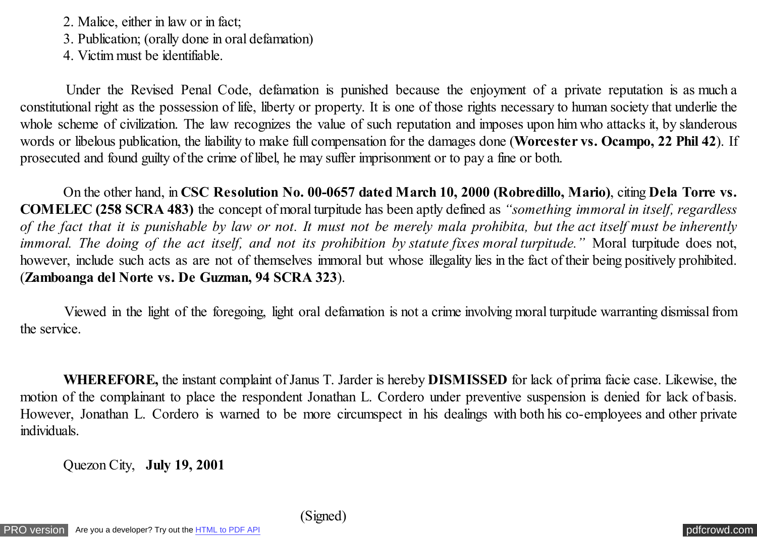2. Malice, either in law or in fact;
3. Publication; (orally done in oral defamation)
4. Victim must be identifiable.

Under the Revised Penal Code, defamation is punished because the enjoyment of a private reputation is as much a constitutional right as the possession of life, liberty or property. It is one of those rights necessary to human society that underlie the whole scheme of civilization. The law recognizes the value of such reputation and imposes upon him who attacks it, by slanderous words or libelous publication, the liability to make full compensation for the damages done (**Worcester vs. Ocampo, 22 Phil 42**). If prosecuted and found guilty of the crime of libel, he may suffer imprisonment or to pay a fine or both.

On the other hand, in **CSC Resolution No. 00-0657 dated March 10, 2000 (Robredillo, Mario)**, citing **Dela Torre vs. COMELEC (258 SCRA 483)** the concept of moral turpitude has been aptly defined as *"something immoral in itself, regardless of the fact that it is punishable by law or not. It must not be merely mala prohibita, but the act itself must be inherently immoral. The doing of the act itself, and not its prohibition by statute fixes moral turpitude."* Moral turpitude does not, however, include such acts as are not of themselves immoral but whose illegality lies in the fact of their being positively prohibited. (**Zamboanga del Norte vs. De Guzman, 94 SCRA 323**).

Viewed in the light of the foregoing, light oral defamation is not a crime involving moral turpitude warranting dismissal from the service.

**WHEREFORE,** the instant complaint of Janus T. Jarder is hereby **DISMISSED** for lack of prima facie case. Likewise, the motion of the complainant to place the respondent Jonathan L. Cordero under preventive suspension is denied for lack of basis. However, Jonathan L. Cordero is warned to be more circumspect in his dealings with both his co-employees and other private individuals.

Quezon City, **July 19, 2001**

(Signed)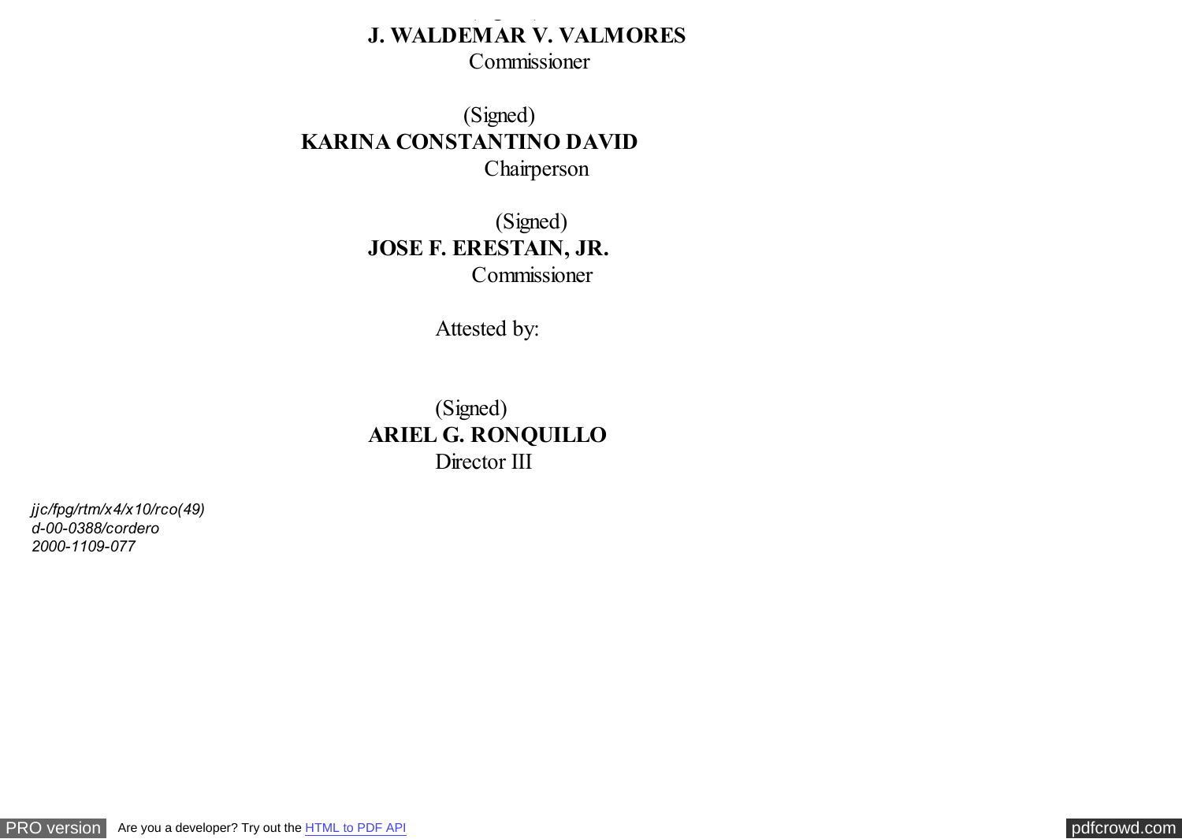**J. WALDEMAR V. VALMORES**
Commissioner

(Signed)
**KARINA CONSTANTINO DAVID**
Chairperson

(Signed)
**JOSE F. ERESTAIN, JR.**
Commissioner

Attested by:

(Signed)
**ARIEL G. RONQUILLO**
Director III

*jjc/fpg/rtm/x4/x10/rco(49)*
*d-00-0388/cordero*
*2000-1109-077*